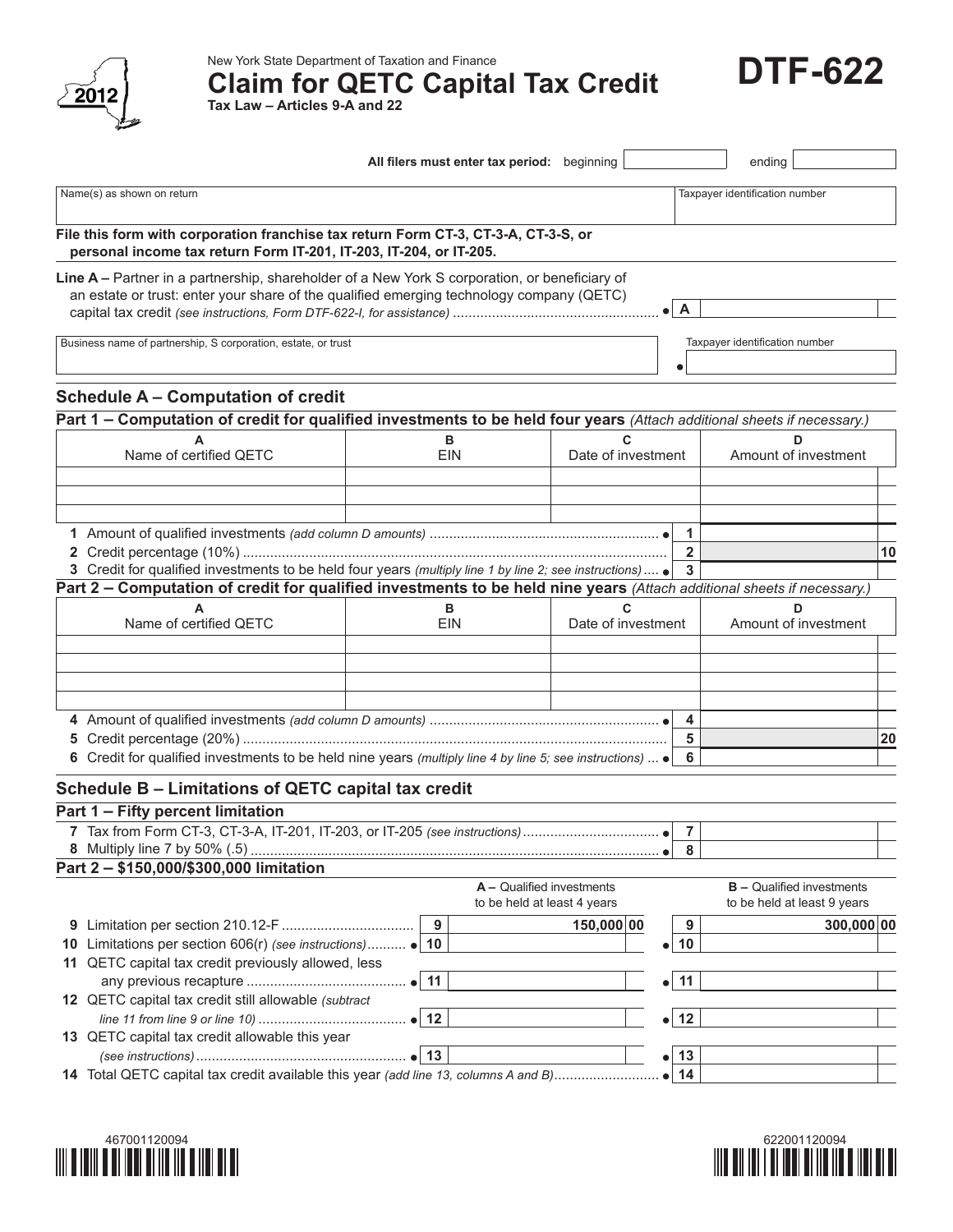2012

New York State Department of Taxation and Finance

# Claim for QETC Capital Tax Credit

**Tax Law – Articles 9-A and 22**

# DTF-622

**All filers must enter tax period:** beginning ______ ending ______

| Name(s) as shown on return | Taxpayer identification number |
|---|---|
| | |

**File this form with corporation franchise tax return Form CT-3, CT-3-A, CT-3-S, or personal income tax return Form IT-201, IT-203, IT-204, or IT-205.**

**Line A –** Partner in a partnership, shareholder of a New York S corporation, or beneficiary of an estate or trust: enter your share of the qualified emerging technology company (QETC) capital tax credit *(see instructions, Form DTF-622-I, for assistance)* .................................................... • **A** ______

| Business name of partnership, S corporation, estate, or trust | Taxpayer identification number |
|---|---|
| | • |

## Schedule A – Computation of credit

### Part 1 – Computation of credit for qualified investments to be held four years *(Attach additional sheets if necessary.)*

| A<br>Name of certified QETC | B<br>EIN | C<br>Date of investment | D<br>Amount of investment |
|---|---|---|---|
| | | | |
| | | | |
| | | | |

| | | |
|---|---|---|
| **1** Amount of qualified investments *(add column D amounts)* .......................................................... • | 1 | |
| **2** Credit percentage (10%) .......................................................................................................... | 2 | 10 |
| **3** Credit for qualified investments to be held four years *(multiply line 1 by line 2; see instructions)* .... • | 3 | |

### Part 2 – Computation of credit for qualified investments to be held nine years *(Attach additional sheets if necessary.)*

| A<br>Name of certified QETC | B<br>EIN | C<br>Date of investment | D<br>Amount of investment |
|---|---|---|---|
| | | | |
| | | | |
| | | | |
| | | | |

| | | |
|---|---|---|
| **4** Amount of qualified investments *(add column D amounts)* .......................................................... • | 4 | |
| **5** Credit percentage (20%) .......................................................................................................... | 5 | 20 |
| **6** Credit for qualified investments to be held nine years *(multiply line 4 by line 5; see instructions)* ... • | 6 | |

## Schedule B – Limitations of QETC capital tax credit

### Part 1 – Fifty percent limitation

| | | |
|---|---|---|
| **7** Tax from Form CT-3, CT-3-A, IT-201, IT-203, or IT-205 *(see instructions)* .................................. • | 7 | |
| **8** Multiply line 7 by 50% (.5) ......................................................................................................... • | 8 | |

### Part 2 – $150,000/$300,000 limitation

| | | A – Qualified investments to be held at least 4 years | | B – Qualified investments to be held at least 9 years |
|---|---|---|---|---|
| **9** Limitation per section 210.12-F ................................. | 9 | 150,000 00 | 9 | 300,000 00 |
| **10** Limitations per section 606(r) *(see instructions)*.......... • | 10 | | • 10 | |
| **11** QETC capital tax credit previously allowed, less any previous recapture ......................................... • | 11 | | • 11 | |
| **12** QETC capital tax credit still allowable *(subtract line 11 from line 9 or line 10)* ...................................... • | 12 | | • 12 | |
| **13** QETC capital tax credit allowable this year *(see instructions)* ...................................................... • | 13 | | • 13 | |

| | | |
|---|---|---|
| **14** Total QETC capital tax credit available this year *(add line 13, columns A and B)*........................... • | 14 | |

467001120094

622001120094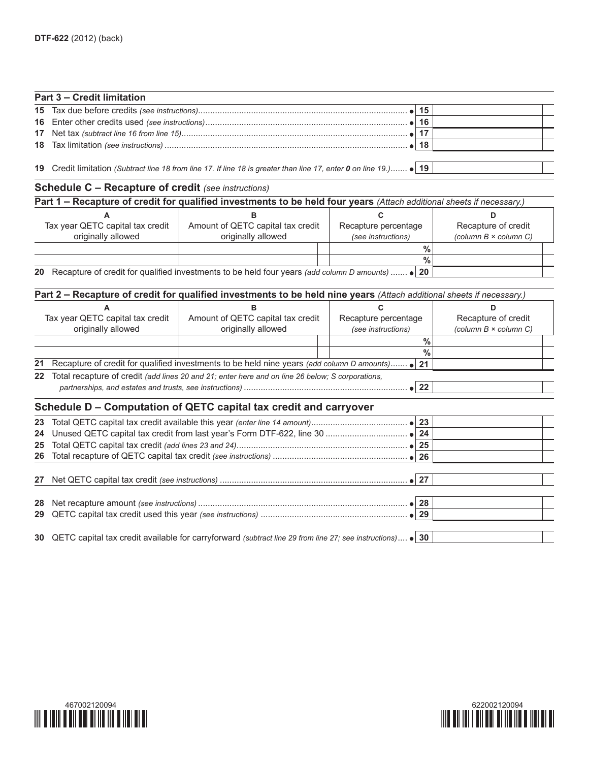DTF-622 (2012) (back)

## Part 3 – Credit limitation

| | | | |
|---|---|---|---|
| 15 | Tax due before credits *(see instructions)* | ● 15 | |
| 16 | Enter other credits used *(see instructions)* | ● 16 | |
| 17 | Net tax *(subtract line 16 from line 15)* | ● 17 | |
| 18 | Tax limitation *(see instructions)* | ● 18 | |
| 19 | Credit limitation *(Subtract line 18 from line 17. If line 18 is greater than line 17, enter **0** on line 19.)* | ● 19 | |

## Schedule C – Recapture of credit *(see instructions)*

### Part 1 – Recapture of credit for qualified investments to be held four years *(Attach additional sheets if necessary.)*

| A<br>Tax year QETC capital tax credit originally allowed | B<br>Amount of QETC capital tax credit originally allowed | C<br>Recapture percentage *(see instructions)* | D<br>Recapture of credit *(column B × column C)* |
|---|---|---|---|
| | | % | |
| | | % | |

| | | | |
|---|---|---|---|
| 20 | Recapture of credit for qualified investments to be held four years *(add column D amounts)* | ● 20 | |

### Part 2 – Recapture of credit for qualified investments to be held nine years *(Attach additional sheets if necessary.)*

| A<br>Tax year QETC capital tax credit originally allowed | B<br>Amount of QETC capital tax credit originally allowed | C<br>Recapture percentage *(see instructions)* | D<br>Recapture of credit *(column B × column C)* |
|---|---|---|---|
| | | % | |
| | | % | |

| | | | |
|---|---|---|---|
| 21 | Recapture of credit for qualified investments to be held nine years *(add column D amounts)* | ● 21 | |
| 22 | Total recapture of credit *(add lines 20 and 21; enter here and on line 26 below; S corporations, partnerships, and estates and trusts, see instructions)* | ● 22 | |

## Schedule D – Computation of QETC capital tax credit and carryover

| | | | |
|---|---|---|---|
| 23 | Total QETC capital tax credit available this year *(enter line 14 amount)* | ● 23 | |
| 24 | Unused QETC capital tax credit from last year's Form DTF-622, line 30 | ● 24 | |
| 25 | Total QETC capital tax credit *(add lines 23 and 24)* | ● 25 | |
| 26 | Total recapture of QETC capital tax credit *(see instructions)* | ● 26 | |
| 27 | Net QETC capital tax credit *(see instructions)* | ● 27 | |
| 28 | Net recapture amount *(see instructions)* | ● 28 | |
| 29 | QETC capital tax credit used this year *(see instructions)* | ● 29 | |
| 30 | QETC capital tax credit available for carryforward *(subtract line 29 from line 27; see instructions)* | ● 30 | |

467002120094

622002120094